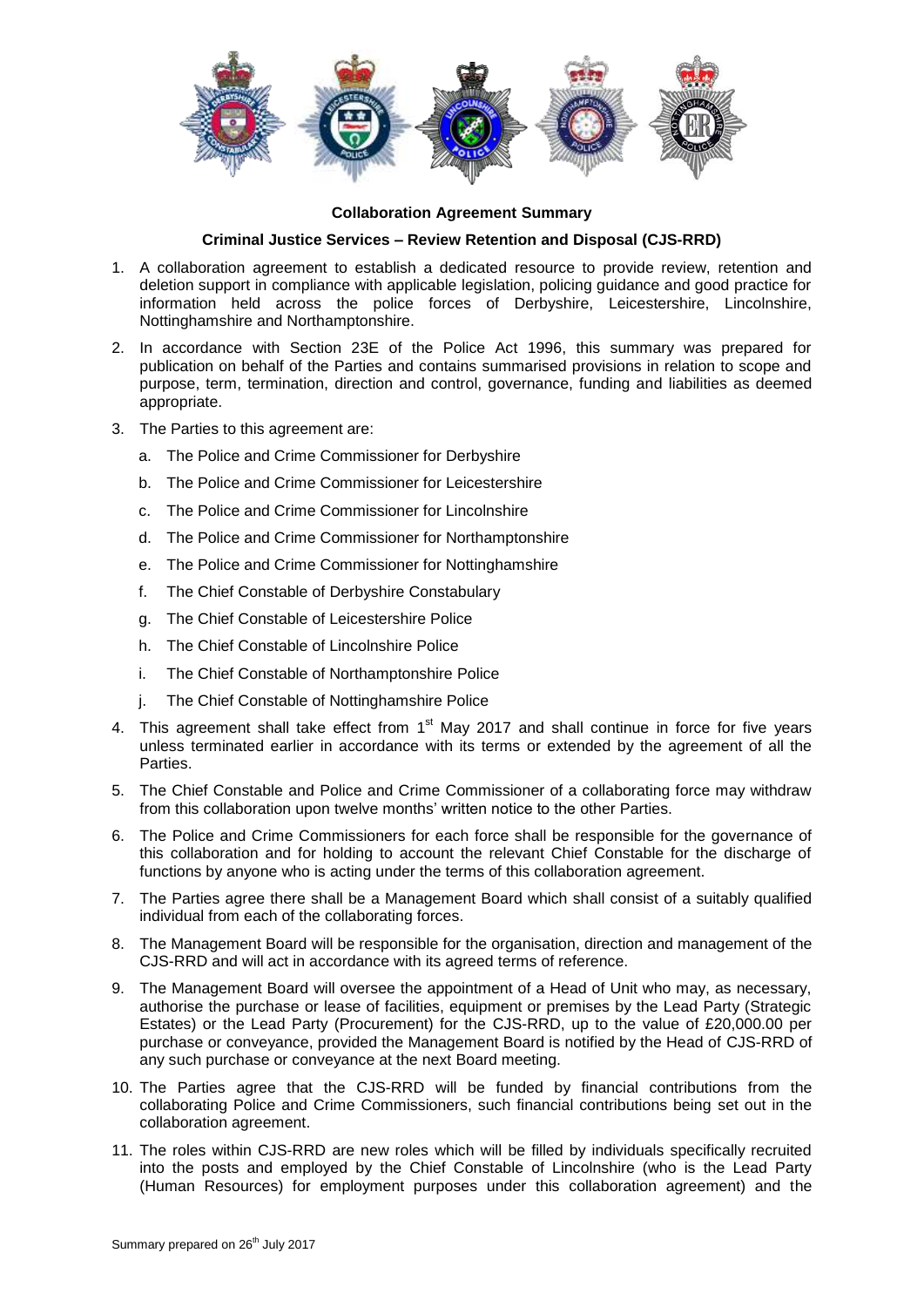**Collaboration Agreement Summary**

**Criminal Justice Services – Review Retention and Disposal (CJS-RRD)**

1. A collaboration agreement to establish a dedicated resource to provide review, retention and deletion support in compliance with applicable legislation, policing guidance and good practice for information held across the police forces of Derbyshire, Leicestershire, Lincolnshire, Nottinghamshire and Northamptonshire.
2. In accordance with Section 23E of the Police Act 1996, this summary was prepared for publication on behalf of the Parties and contains summarised provisions in relation to scope and purpose, term, termination, direction and control, governance, funding and liabilities as deemed appropriate.
3. The Parties to this agreement are:
   a. The Police and Crime Commissioner for Derbyshire
   b. The Police and Crime Commissioner for Leicestershire
   c. The Police and Crime Commissioner for Lincolnshire
   d. The Police and Crime Commissioner for Northamptonshire
   e. The Police and Crime Commissioner for Nottinghamshire
   f. The Chief Constable of Derbyshire Constabulary
   g. The Chief Constable of Leicestershire Police
   h. The Chief Constable of Lincolnshire Police
   i. The Chief Constable of Northamptonshire Police
   j. The Chief Constable of Nottinghamshire Police
4. This agreement shall take effect from 1st May 2017 and shall continue in force for five years unless terminated earlier in accordance with its terms or extended by the agreement of all the Parties.
5. The Chief Constable and Police and Crime Commissioner of a collaborating force may withdraw from this collaboration upon twelve months' written notice to the other Parties.
6. The Police and Crime Commissioners for each force shall be responsible for the governance of this collaboration and for holding to account the relevant Chief Constable for the discharge of functions by anyone who is acting under the terms of this collaboration agreement.
7. The Parties agree there shall be a Management Board which shall consist of a suitably qualified individual from each of the collaborating forces.
8. The Management Board will be responsible for the organisation, direction and management of the CJS-RRD and will act in accordance with its agreed terms of reference.
9. The Management Board will oversee the appointment of a Head of Unit who may, as necessary, authorise the purchase or lease of facilities, equipment or premises by the Lead Party (Strategic Estates) or the Lead Party (Procurement) for the CJS-RRD, up to the value of £20,000.00 per purchase or conveyance, provided the Management Board is notified by the Head of CJS-RRD of any such purchase or conveyance at the next Board meeting.
10. The Parties agree that the CJS-RRD will be funded by financial contributions from the collaborating Police and Crime Commissioners, such financial contributions being set out in the collaboration agreement.
11. The roles within CJS-RRD are new roles which will be filled by individuals specifically recruited into the posts and employed by the Chief Constable of Lincolnshire (who is the Lead Party (Human Resources) for employment purposes under this collaboration agreement) and the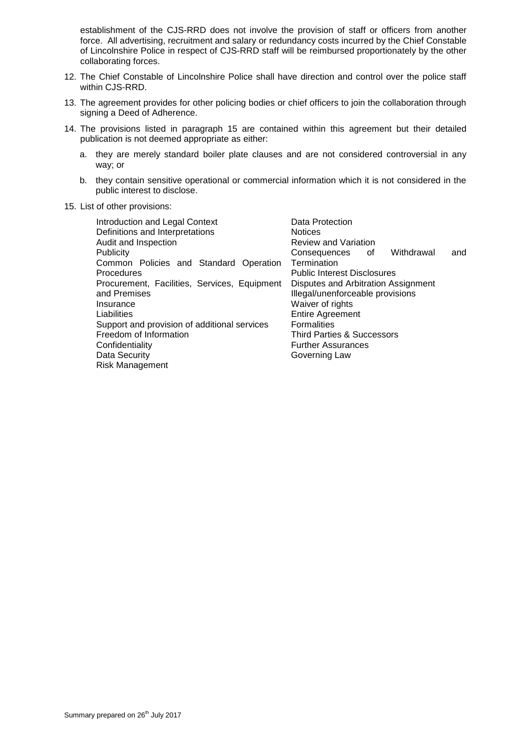establishment of the CJS-RRD does not involve the provision of staff or officers from another force. All advertising, recruitment and salary or redundancy costs incurred by the Chief Constable of Lincolnshire Police in respect of CJS-RRD staff will be reimbursed proportionately by the other collaborating forces.

12. The Chief Constable of Lincolnshire Police shall have direction and control over the police staff within CJS-RRD.

13. The agreement provides for other policing bodies or chief officers to join the collaboration through signing a Deed of Adherence.

14. The provisions listed in paragraph 15 are contained within this agreement but their detailed publication is not deemed appropriate as either:

    a. they are merely standard boiler plate clauses and are not considered controversial in any way; or

    b. they contain sensitive operational or commercial information which it is not considered in the public interest to disclose.

15. List of other provisions:

    - Introduction and Legal Context
    - Definitions and Interpretations
    - Audit and Inspection
    - Publicity
    - Common Policies and Standard Operation Procedures
    - Procurement, Facilities, Services, Equipment and Premises
    - Insurance
    - Liabilities
    - Support and provision of additional services
    - Freedom of Information
    - Confidentiality
    - Data Security
    - Risk Management
    - Data Protection
    - Notices
    - Review and Variation
    - Consequences of Withdrawal and Termination
    - Public Interest Disclosures
    - Disputes and Arbitration Assignment
    - Illegal/unenforceable provisions
    - Waiver of rights
    - Entire Agreement
    - Formalities
    - Third Parties & Successors
    - Further Assurances
    - Governing Law

Summary prepared on 26th July 2017